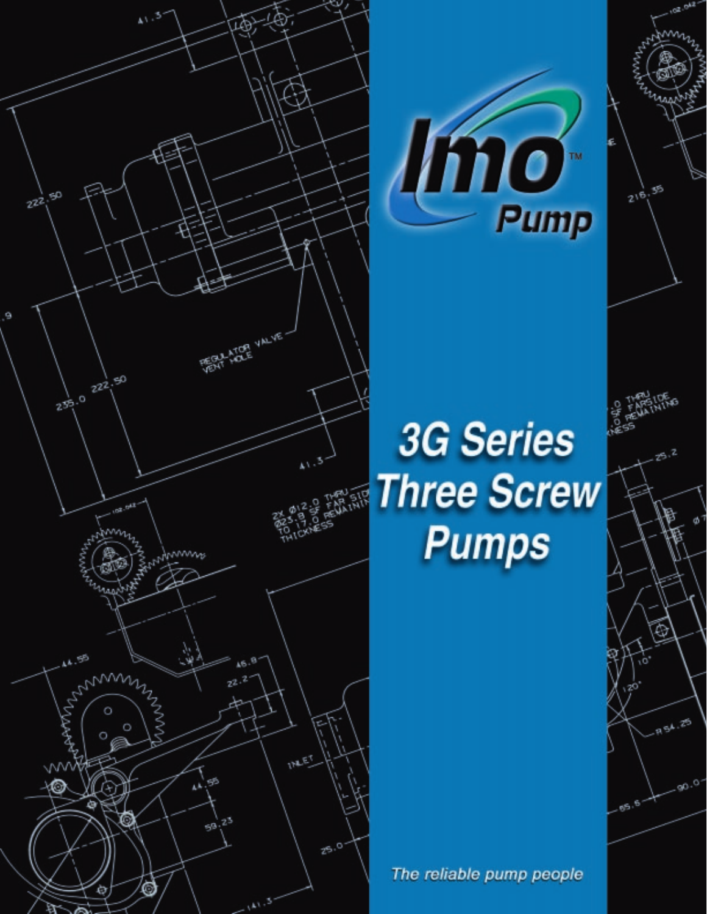Imo™ Pump

# 3G Series Three Screw Pumps

*The reliable pump people*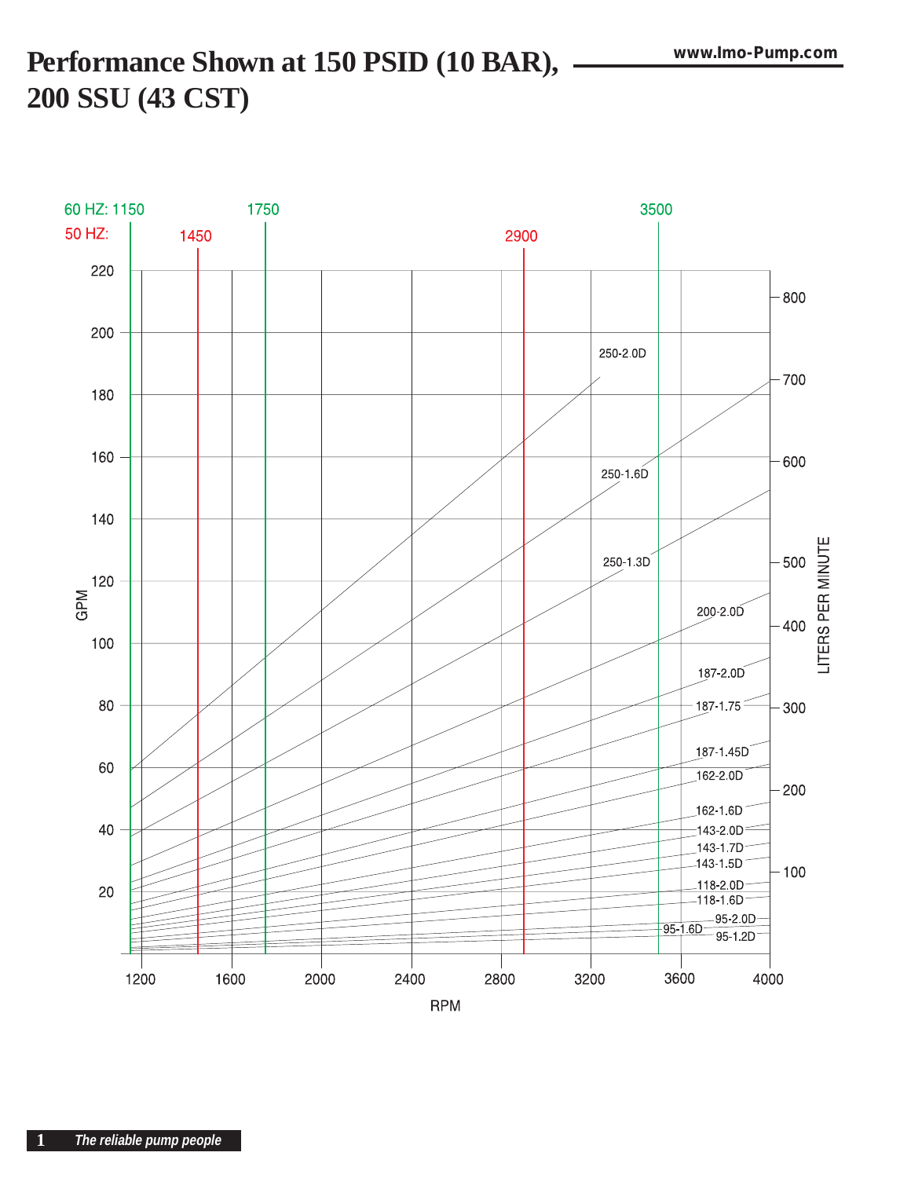# Performance Shown at 150 PSID (10 BAR), 200 SSU (43 CST)

www.Imo-Pump.com

60 HZ: 1150 | 1750 | 3500

50 HZ: 1450 | 2900

GPM: 20, 40, 60, 80, 100, 120, 140, 160, 180, 200, 220

LITERS PER MINUTE: 100, 200, 300, 400, 500, 600, 700, 800

RPM: 1200, 1600, 2000, 2400, 2800, 3200, 3600, 4000

Curves: 250-2.0D, 250-1.6D, 250-1.3D, 200-2.0D, 187-2.0D, 187-1.75, 187-1.45D, 162-2.0D, 162-1.6D, 143-2.0D, 143-1.7D, 143-1.5D, 118-2.0D, 118-1.6D, 95-2.0D, 95-1.6D, 95-1.2D

*The reliable pump people*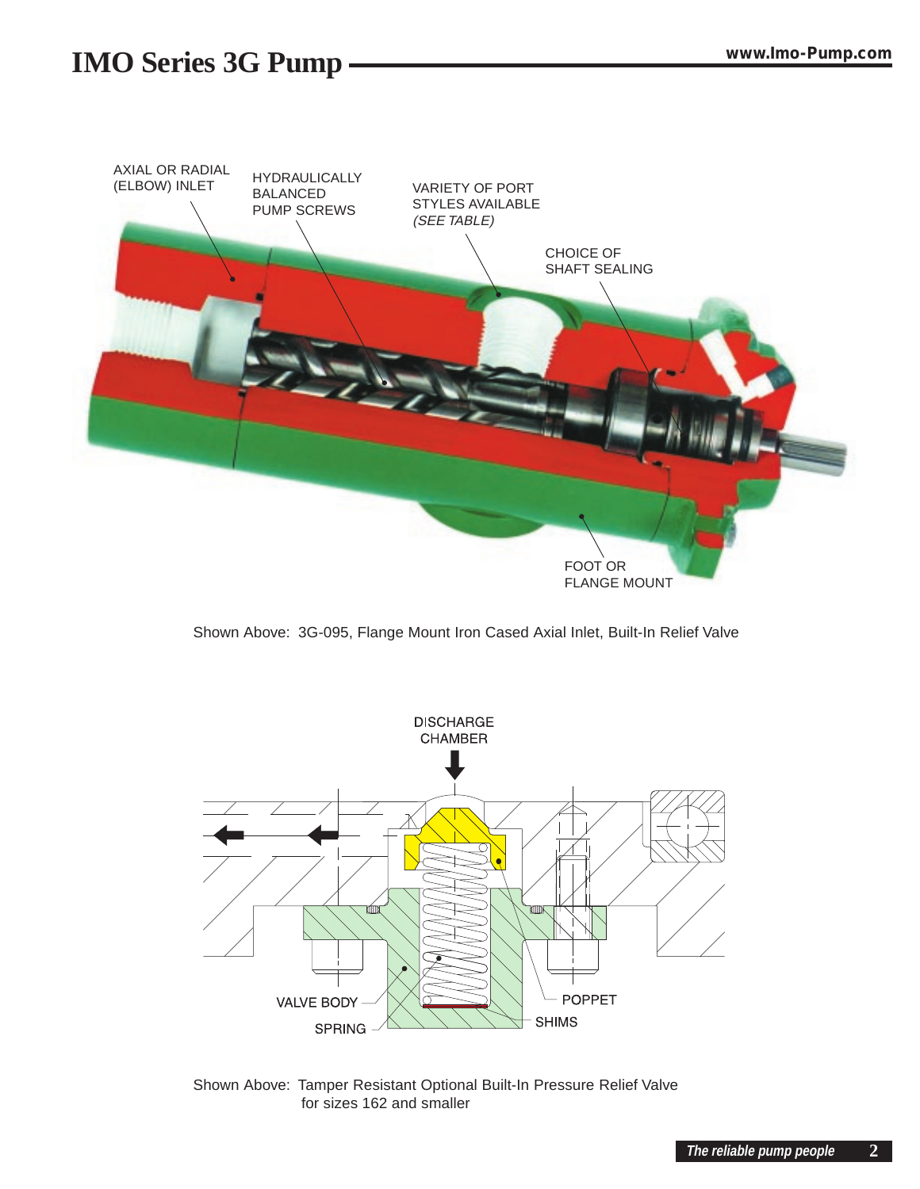AXIAL OR RADIAL (ELBOW) INLET

HYDRAULICALLY BALANCED PUMP SCREWS

VARIETY OF PORT STYLES AVAILABLE *(SEE TABLE)*

CHOICE OF SHAFT SEALING

FOOT OR FLANGE MOUNT

Shown Above: 3G-095, Flange Mount Iron Cased Axial Inlet, Built-In Relief Valve

DISCHARGE CHAMBER

VALVE BODY

SPRING

POPPET

SHIMS

Shown Above: Tamper Resistant Optional Built-In Pressure Relief Valve for sizes 162 and smaller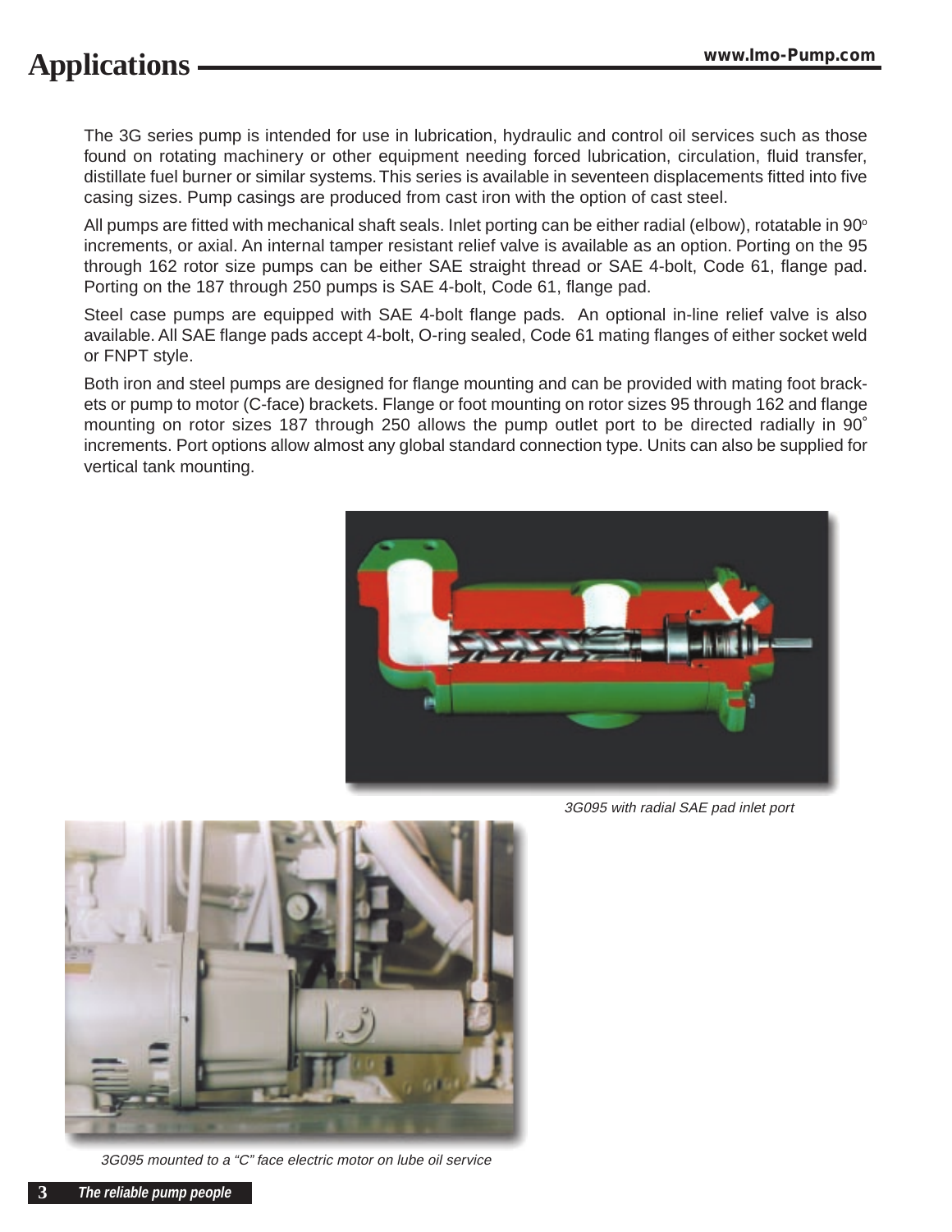# Applications

The 3G series pump is intended for use in lubrication, hydraulic and control oil services such as those found on rotating machinery or other equipment needing forced lubrication, circulation, fluid transfer, distillate fuel burner or similar systems. This series is available in seventeen displacements fitted into five casing sizes. Pump casings are produced from cast iron with the option of cast steel.

All pumps are fitted with mechanical shaft seals. Inlet porting can be either radial (elbow), rotatable in 90° increments, or axial. An internal tamper resistant relief valve is available as an option. Porting on the 95 through 162 rotor size pumps can be either SAE straight thread or SAE 4-bolt, Code 61, flange pad. Porting on the 187 through 250 pumps is SAE 4-bolt, Code 61, flange pad.

Steel case pumps are equipped with SAE 4-bolt flange pads. An optional in-line relief valve is also available. All SAE flange pads accept 4-bolt, O-ring sealed, Code 61 mating flanges of either socket weld or FNPT style.

Both iron and steel pumps are designed for flange mounting and can be provided with mating foot brackets or pump to motor (C-face) brackets. Flange or foot mounting on rotor sizes 95 through 162 and flange mounting on rotor sizes 187 through 250 allows the pump outlet port to be directed radially in 90° increments. Port options allow almost any global standard connection type. Units can also be supplied for vertical tank mounting.

*3G095 with radial SAE pad inlet port*

*3G095 mounted to a "C" face electric motor on lube oil service*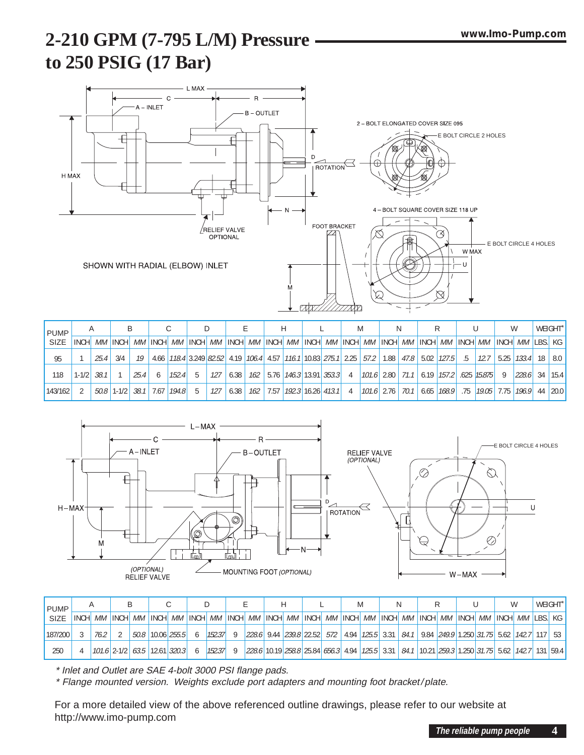# 2-210 GPM (7-795 L/M) Pressure to 250 PSIG (17 Bar)

www.Imo-Pump.com

SHOWN WITH RADIAL (ELBOW) INLET

| PUMP SIZE | A | | B | | C | | D | | E | | H | | L | | M | | N | | R | | U | | W | | WEIGHT* | |
|---|---|---|---|---|---|---|---|---|---|---|---|---|---|---|---|---|---|---|---|---|---|---|---|---|---|---|
| | INCH | MM | INCH | MM | INCH | MM | INCH | MM | INCH | MM | INCH | MM | INCH | MM | INCH | MM | INCH | MM | INCH | MM | INCH | MM | INCH | MM | LBS. | KG |
| 95 | 1 | 25.4 | 3/4 | 19 | 4.66 | 118.4 | 3.249 | 82.52 | 4.19 | 106.4 | 4.57 | 116.1 | 10.83 | 275.1 | 2.25 | 57.2 | 1.88 | 47.8 | 5.02 | 127.5 | .5 | 12.7 | 5.25 | 133.4 | 18 | 8.0 |
| 118 | 1-1/2 | 38.1 | 1 | 25.4 | 6 | 152.4 | 5 | 127 | 6.38 | 162 | 5.76 | 146.3 | 13.91 | 353.3 | 4 | 101.6 | 2.80 | 71.1 | 6.19 | 157.2 | .625 | 15.875 | 9 | 228.6 | 34 | 15.4 |
| 143/162 | 2 | 50.8 | 1-1/2 | 38.1 | 7.67 | 194.8 | 5 | 127 | 6.38 | 162 | 7.57 | 192.3 | 16.26 | 413.1 | 4 | 101.6 | 2.76 | 70.1 | 6.65 | 168.9 | .75 | 19.05 | 7.75 | 196.9 | 44 | 20.0 |

| PUMP SIZE | A | | B | | C | | D | | E | | H | | L | | M | | N | | R | | U | | W | | WEIGHT* | |
|---|---|---|---|---|---|---|---|---|---|---|---|---|---|---|---|---|---|---|---|---|---|---|---|---|---|---|
| | INCH | MM | INCH | MM | INCH | MM | INCH | MM | INCH | MM | INCH | MM | INCH | MM | INCH | MM | INCH | MM | INCH | MM | INCH | MM | INCH | MM | LBS. | KG |
| 187/200 | 3 | 76.2 | 2 | 50.8 | 10.06 | 255.5 | 6 | 152.37 | 9 | 228.6 | 9.44 | 239.8 | 22.52 | 572 | 4.94 | 125.5 | 3.31 | 84.1 | 9.84 | 249.9 | 1.250 | 31.75 | 5.62 | 142.7 | 117 | 53 |
| 250 | 4 | 101.6 | 2-1/2 | 63.5 | 12.61 | 320.3 | 6 | 152.37 | 9 | 228.6 | 10.19 | 258.8 | 25.84 | 656.3 | 4.94 | 125.5 | 3.31 | 84.1 | 10.21 | 259.3 | 1.250 | 31.75 | 5.62 | 142.7 | 131 | 59.4 |

*\* Inlet and Outlet are SAE 4-bolt 3000 PSI flange pads.*

*\* Flange mounted version. Weights exclude port adapters and mounting foot bracket/plate.*

For a more detailed view of the above referenced outline drawings, please refer to our website at http://www.imo-pump.com

The reliable pump people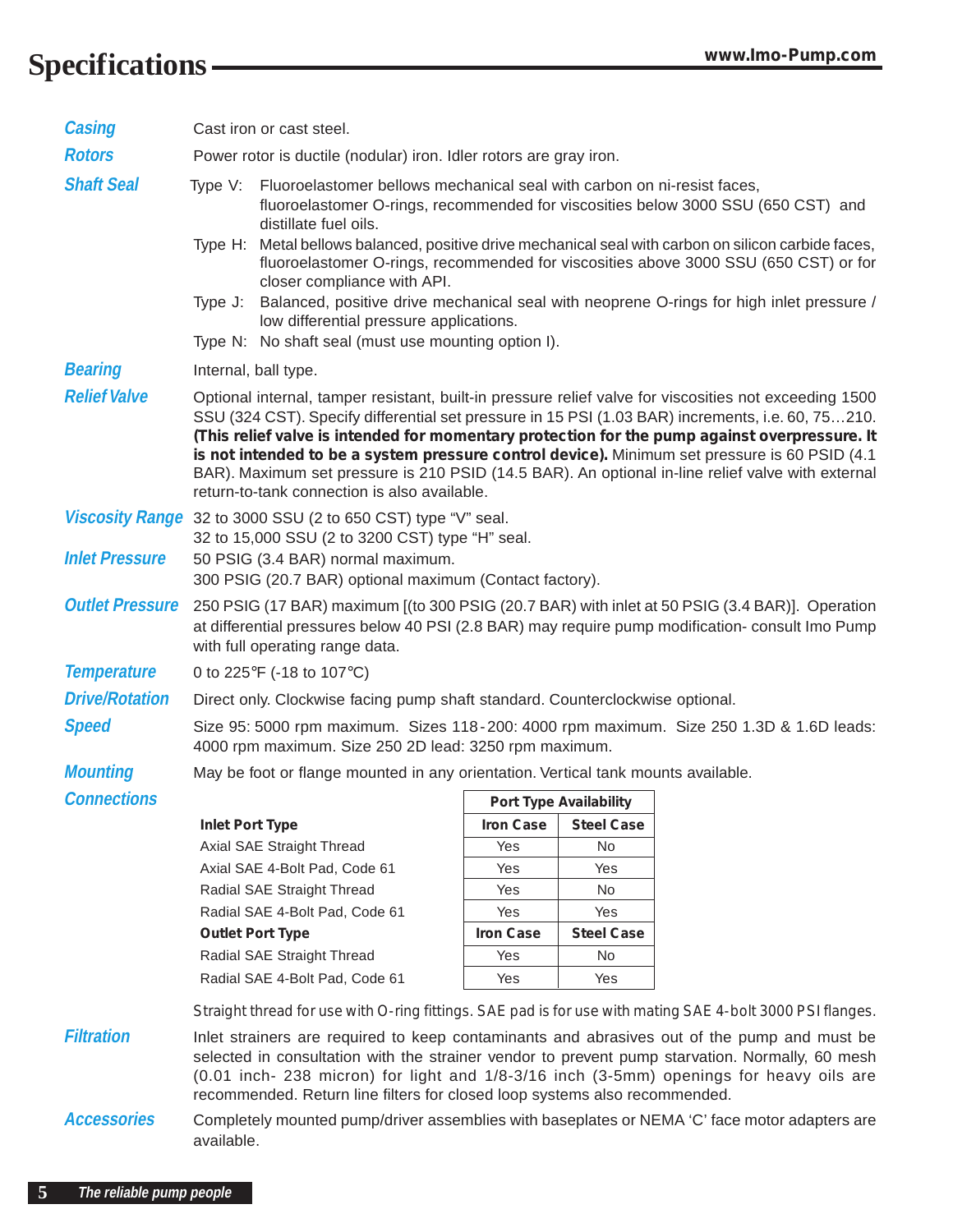# Specifications

**Casing**

Cast iron or cast steel.

**Rotors**

Power rotor is ductile (nodular) iron. Idler rotors are gray iron.

**Shaft Seal**

Type V: Fluoroelastomer bellows mechanical seal with carbon on ni-resist faces, fluoroelastomer O-rings, recommended for viscosities below 3000 SSU (650 CST) and distillate fuel oils.

Type H: Metal bellows balanced, positive drive mechanical seal with carbon on silicon carbide faces, fluoroelastomer O-rings, recommended for viscosities above 3000 SSU (650 CST) or for closer compliance with API.

Type J: Balanced, positive drive mechanical seal with neoprene O-rings for high inlet pressure / low differential pressure applications.

Type N: No shaft seal (must use mounting option I).

**Bearing**

Internal, ball type.

**Relief Valve**

Optional internal, tamper resistant, built-in pressure relief valve for viscosities not exceeding 1500 SSU (324 CST). Specify differential set pressure in 15 PSI (1.03 BAR) increments, i.e. 60, 75…210. **(This relief valve is intended for momentary protection for the pump against overpressure. It is not intended to be a system pressure control device).** Minimum set pressure is 60 PSID (4.1 BAR). Maximum set pressure is 210 PSID (14.5 BAR). An optional in-line relief valve with external return-to-tank connection is also available.

**Viscosity Range**

32 to 3000 SSU (2 to 650 CST) type "V" seal.
32 to 15,000 SSU (2 to 3200 CST) type "H" seal.

**Inlet Pressure**

50 PSIG (3.4 BAR) normal maximum.
300 PSIG (20.7 BAR) optional maximum (Contact factory).

**Outlet Pressure**

250 PSIG (17 BAR) maximum [(to 300 PSIG (20.7 BAR) with inlet at 50 PSIG (3.4 BAR)]. Operation at differential pressures below 40 PSI (2.8 BAR) may require pump modification- consult Imo Pump with full operating range data.

**Temperature**

0 to 225°F (-18 to 107°C)

**Drive/Rotation**

Direct only. Clockwise facing pump shaft standard. Counterclockwise optional.

**Speed**

Size 95: 5000 rpm maximum. Sizes 118-200: 4000 rpm maximum. Size 250 1.3D & 1.6D leads: 4000 rpm maximum. Size 250 2D lead: 3250 rpm maximum.

**Mounting**

May be foot or flange mounted in any orientation. Vertical tank mounts available.

**Connections**

| | Port Type Availability | |
|---|---|---|
| **Inlet Port Type** | **Iron Case** | **Steel Case** |
| Axial SAE Straight Thread | Yes | No |
| Axial SAE 4-Bolt Pad, Code 61 | Yes | Yes |
| Radial SAE Straight Thread | Yes | No |
| Radial SAE 4-Bolt Pad, Code 61 | Yes | Yes |
| **Outlet Port Type** | **Iron Case** | **Steel Case** |
| Radial SAE Straight Thread | Yes | No |
| Radial SAE 4-Bolt Pad, Code 61 | Yes | Yes |

Straight thread for use with O-ring fittings. SAE pad is for use with mating SAE 4-bolt 3000 PSI flanges.

**Filtration**

Inlet strainers are required to keep contaminants and abrasives out of the pump and must be selected in consultation with the strainer vendor to prevent pump starvation. Normally, 60 mesh (0.01 inch- 238 micron) for light and 1/8-3/16 inch (3-5mm) openings for heavy oils are recommended. Return line filters for closed loop systems also recommended.

**Accessories**

Completely mounted pump/driver assemblies with baseplates or NEMA 'C' face motor adapters are available.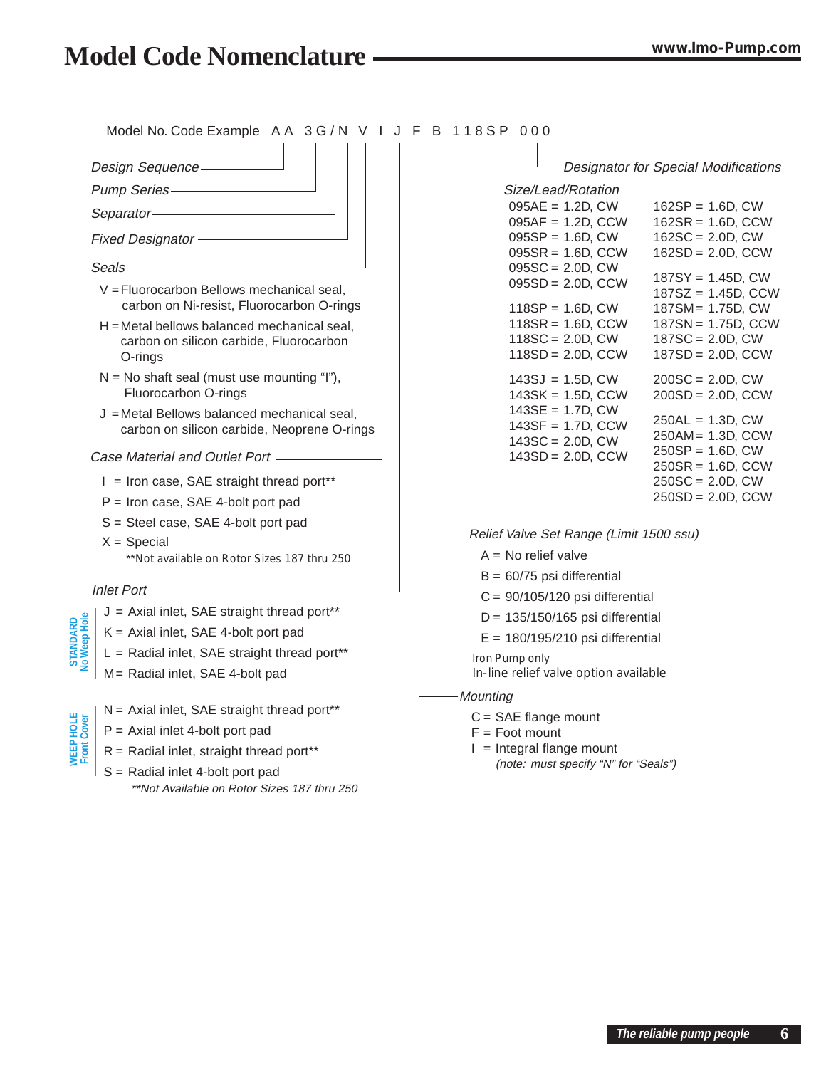# Model Code Nomenclature

Model No. Code Example AA 3G/N V I J F B 118SP 000

- *Design Sequence* — AA
- *Pump Series* — 3G
- *Separator* — /
- *Fixed Designator* — N
- *Seals* — V
- *Case Material and Outlet Port* — I
- *Inlet Port* — J
- *Mounting* — F
- *Relief Valve Set Range (Limit 1500 ssu)* — B
- *Size/Lead/Rotation* — 118SP
- *Designator for Special Modifications* — 000

## *Seals*

- V = Fluorocarbon Bellows mechanical seal, carbon on Ni-resist, Fluorocarbon O-rings
- H = Metal bellows balanced mechanical seal, carbon on silicon carbide, Fluorocarbon O-rings
- N = No shaft seal (must use mounting "I"), Fluorocarbon O-rings
- J = Metal Bellows balanced mechanical seal, carbon on silicon carbide, Neoprene O-rings

## *Case Material and Outlet Port*

- I = Iron case, SAE straight thread port**
- P = Iron case, SAE 4-bolt port pad
- S = Steel case, SAE 4-bolt port pad
- X = Special

**Not available on Rotor Sizes 187 thru 250

## *Inlet Port*

**STANDARD — No Weep Hole**

- J = Axial inlet, SAE straight thread port**
- K = Axial inlet, SAE 4-bolt port pad
- L = Radial inlet, SAE straight thread port**
- M = Radial inlet, SAE 4-bolt pad

**WEEP HOLE — Front Cover**

- N = Axial inlet, SAE straight thread port**
- P = Axial inlet 4-bolt port pad
- R = Radial inlet, straight thread port**
- S = Radial inlet 4-bolt port pad

*\*\*Not Available on Rotor Sizes 187 thru 250*

## *Size/Lead/Rotation*

| | |
|---|---|
| 095AE = 1.2D, CW | 162SP = 1.6D, CW |
| 095AF = 1.2D, CCW | 162SR = 1.6D, CCW |
| 095SP = 1.6D, CW | 162SC = 2.0D, CW |
| 095SR = 1.6D, CCW | 162SD = 2.0D, CCW |
| 095SC = 2.0D, CW | 187SY = 1.45D, CW |
| 095SD = 2.0D, CCW | 187SZ = 1.45D, CCW |
| 118SP = 1.6D, CW | 187SM = 1.75D, CW |
| 118SR = 1.6D, CCW | 187SN = 1.75D, CCW |
| 118SC = 2.0D, CW | 187SC = 2.0D, CW |
| 118SD = 2.0D, CCW | 187SD = 2.0D, CCW |
| 143SJ = 1.5D, CW | 200SC = 2.0D, CW |
| 143SK = 1.5D, CCW | 200SD = 2.0D, CCW |
| 143SE = 1.7D, CW | 250AL = 1.3D, CW |
| 143SF = 1.7D, CCW | 250AM = 1.3D, CCW |
| 143SC = 2.0D, CW | 250SP = 1.6D, CW |
| 143SD = 2.0D, CCW | 250SR = 1.6D, CCW |
| | 250SC = 2.0D, CW |
| | 250SD = 2.0D, CCW |

## *Relief Valve Set Range (Limit 1500 ssu)*

- A = No relief valve
- B = 60/75 psi differential
- C = 90/105/120 psi differential
- D = 135/150/165 psi differential
- E = 180/195/210 psi differential

Iron Pump only
In-line relief valve option available

## *Mounting*

- C = SAE flange mount
- F = Foot mount
- I = Integral flange mount
  *(note: must specify "N" for "Seals")*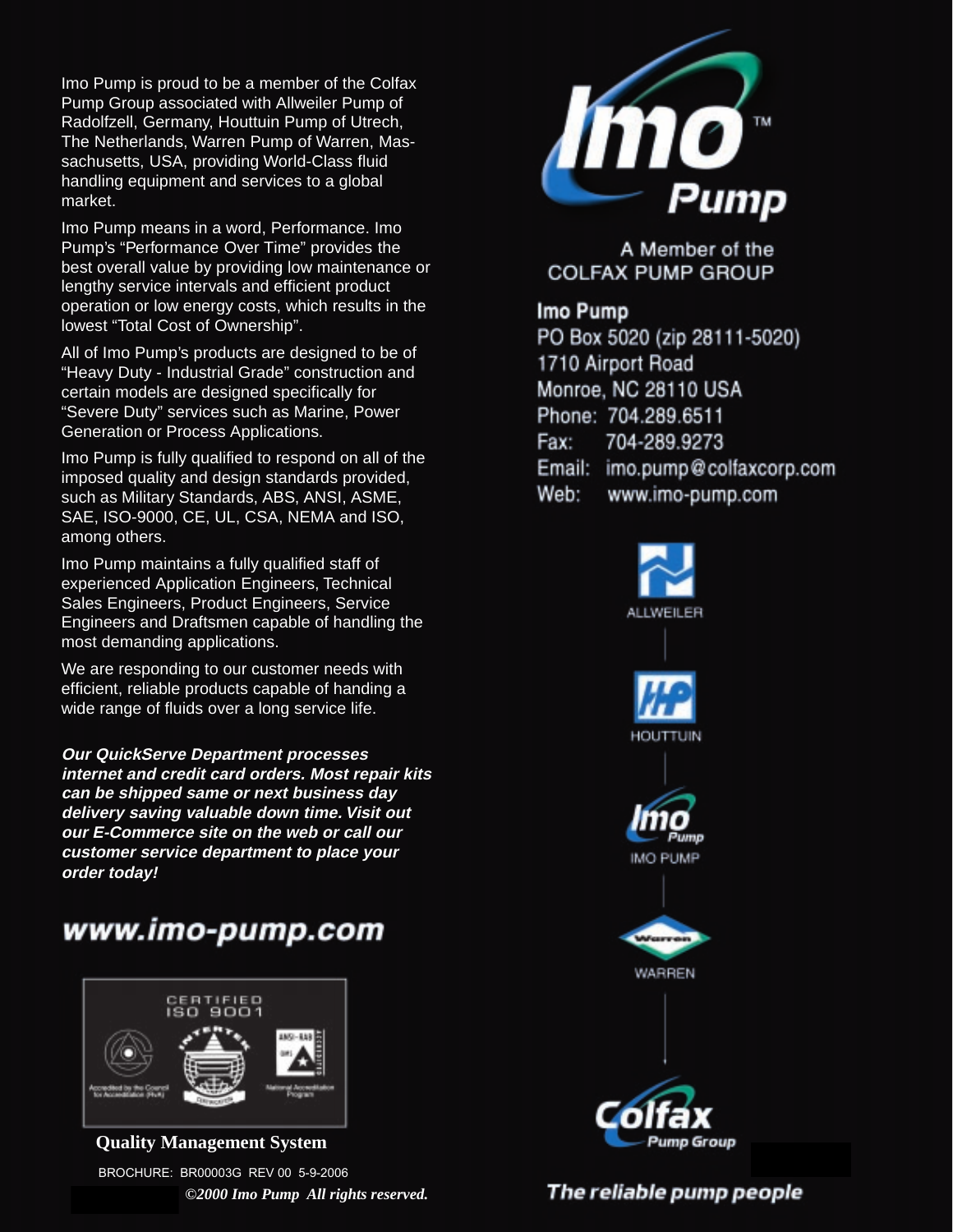Imo Pump is proud to be a member of the Colfax Pump Group associated with Allweiler Pump of Radolfzell, Germany, Houttuin Pump of Utrech, The Netherlands, Warren Pump of Warren, Massachusetts, USA, providing World-Class fluid handling equipment and services to a global market.

Imo Pump means in a word, Performance. Imo Pump's "Performance Over Time" provides the best overall value by providing low maintenance or lengthy service intervals and efficient product operation or low energy costs, which results in the lowest "Total Cost of Ownership".

All of Imo Pump's products are designed to be of "Heavy Duty - Industrial Grade" construction and certain models are designed specifically for "Severe Duty" services such as Marine, Power Generation or Process Applications.

Imo Pump is fully qualified to respond on all of the imposed quality and design standards provided, such as Military Standards, ABS, ANSI, ASME, SAE, ISO-9000, CE, UL, CSA, NEMA and ISO, among others.

Imo Pump maintains a fully qualified staff of experienced Application Engineers, Technical Sales Engineers, Product Engineers, Service Engineers and Draftsmen capable of handling the most demanding applications.

We are responding to our customer needs with efficient, reliable products capable of handing a wide range of fluids over a long service life.

***Our QuickServe Department processes internet and credit card orders. Most repair kits can be shipped same or next business day delivery saving valuable down time. Visit out our E-Commerce site on the web or call our customer service department to place your order today!***

## www.imo-pump.com

CERTIFIED ISO 9001

Accredited by the Council for Accreditation (RvA)

INTERTEK

ANSI-RAB

National Accreditation Program

**Quality Management System**

BROCHURE: BR00003G REV 00 5-9-2006

*©2000 Imo Pump All rights reserved.*

Imo™ Pump

A Member of the COLFAX PUMP GROUP

**Imo Pump**
PO Box 5020 (zip 28111-5020)
1710 Airport Road
Monroe, NC 28110 USA
Phone: 704.289.6511
Fax: 704-289.9273
Email: imo.pump@colfaxcorp.com
Web: www.imo-pump.com

ALLWEILER

HOUTTUIN

IMO PUMP

WARREN

Colfax Pump Group

***The reliable pump people***